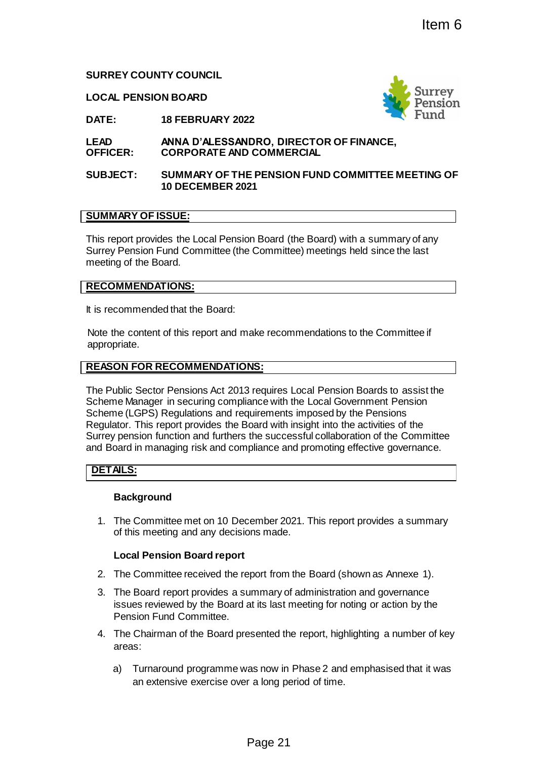Item 6

**SURREY COUNTY COUNCIL**

**LOCAL PENSION BOARD**

**DATE:** **18 FEBRUARY 2022**

**LEAD OFFICER:** **ANNA D'ALESSANDRO, DIRECTOR OF FINANCE, CORPORATE AND COMMERCIAL**

**SUBJECT:** **SUMMARY OF THE PENSION FUND COMMITTEE MEETING OF 10 DECEMBER 2021**

## SUMMARY OF ISSUE:

This report provides the Local Pension Board (the Board) with a summary of any Surrey Pension Fund Committee (the Committee) meetings held since the last meeting of the Board.

## RECOMMENDATIONS:

It is recommended that the Board:

Note the content of this report and make recommendations to the Committee if appropriate.

## REASON FOR RECOMMENDATIONS:

The Public Sector Pensions Act 2013 requires Local Pension Boards to assist the Scheme Manager in securing compliance with the Local Government Pension Scheme (LGPS) Regulations and requirements imposed by the Pensions Regulator. This report provides the Board with insight into the activities of the Surrey pension function and furthers the successful collaboration of the Committee and Board in managing risk and compliance and promoting effective governance.

## DETAILS:

### Background

1. The Committee met on 10 December 2021. This report provides a summary of this meeting and any decisions made.

### Local Pension Board report

2. The Committee received the report from the Board (shown as Annexe 1).
3. The Board report provides a summary of administration and governance issues reviewed by the Board at its last meeting for noting or action by the Pension Fund Committee.
4. The Chairman of the Board presented the report, highlighting a number of key areas:
   a) Turnaround programme was now in Phase 2 and emphasised that it was an extensive exercise over a long period of time.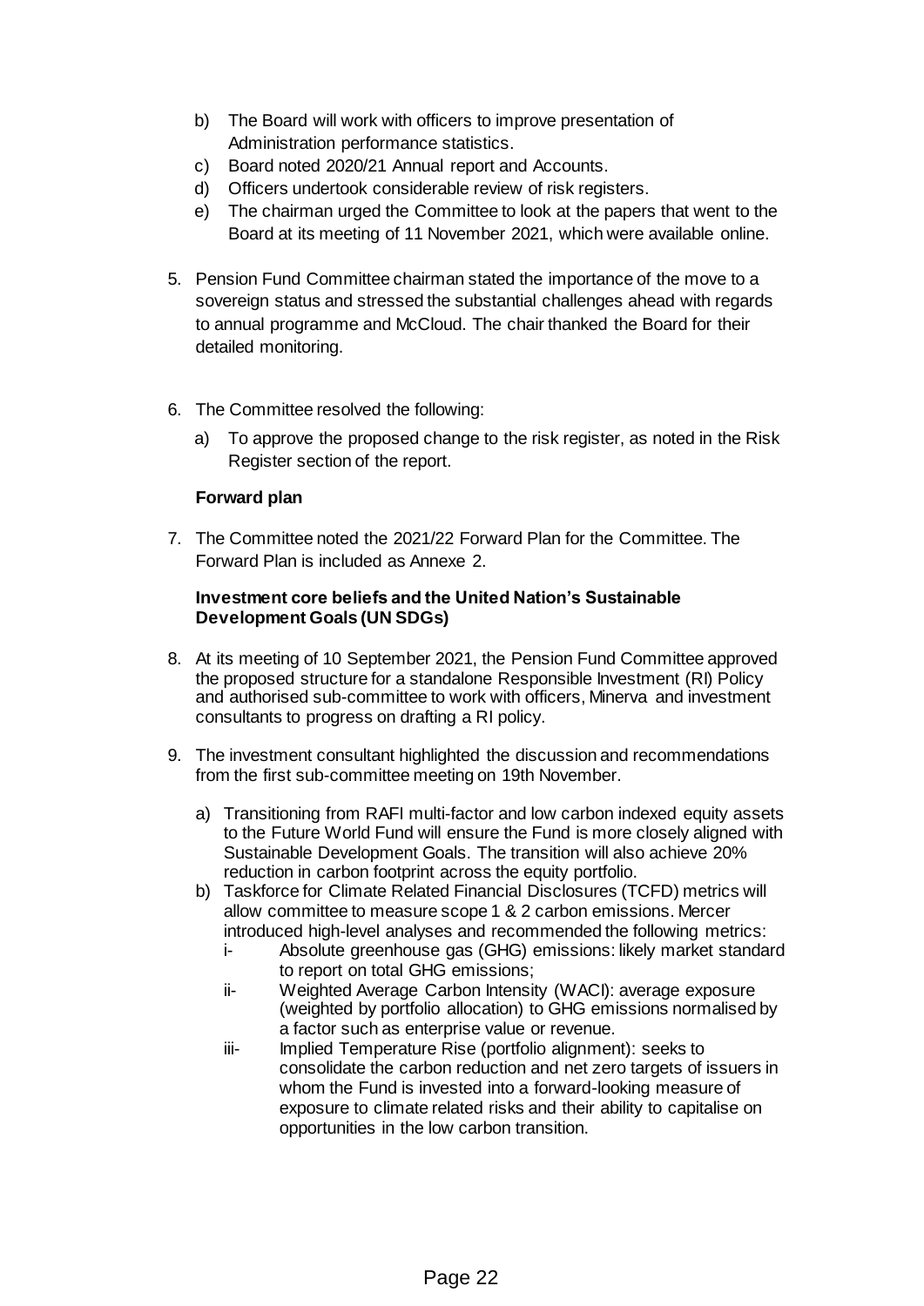b) The Board will work with officers to improve presentation of Administration performance statistics.
c) Board noted 2020/21 Annual report and Accounts.
d) Officers undertook considerable review of risk registers.
e) The chairman urged the Committee to look at the papers that went to the Board at its meeting of 11 November 2021, which were available online.

5. Pension Fund Committee chairman stated the importance of the move to a sovereign status and stressed the substantial challenges ahead with regards to annual programme and McCloud. The chair thanked the Board for their detailed monitoring.

6. The Committee resolved the following:

   a) To approve the proposed change to the risk register, as noted in the Risk Register section of the report.

**Forward plan**

7. The Committee noted the 2021/22 Forward Plan for the Committee. The Forward Plan is included as Annexe 2.

**Investment core beliefs and the United Nation's Sustainable Development Goals (UN SDGs)**

8. At its meeting of 10 September 2021, the Pension Fund Committee approved the proposed structure for a standalone Responsible Investment (RI) Policy and authorised sub-committee to work with officers, Minerva and investment consultants to progress on drafting a RI policy.

9. The investment consultant highlighted the discussion and recommendations from the first sub-committee meeting on 19th November.

   a) Transitioning from RAFI multi-factor and low carbon indexed equity assets to the Future World Fund will ensure the Fund is more closely aligned with Sustainable Development Goals. The transition will also achieve 20% reduction in carbon footprint across the equity portfolio.
   b) Taskforce for Climate Related Financial Disclosures (TCFD) metrics will allow committee to measure scope 1 & 2 carbon emissions. Mercer introduced high-level analyses and recommended the following metrics:
      i- Absolute greenhouse gas (GHG) emissions: likely market standard to report on total GHG emissions;
      ii- Weighted Average Carbon Intensity (WACI): average exposure (weighted by portfolio allocation) to GHG emissions normalised by a factor such as enterprise value or revenue.
      iii- Implied Temperature Rise (portfolio alignment): seeks to consolidate the carbon reduction and net zero targets of issuers in whom the Fund is invested into a forward-looking measure of exposure to climate related risks and their ability to capitalise on opportunities in the low carbon transition.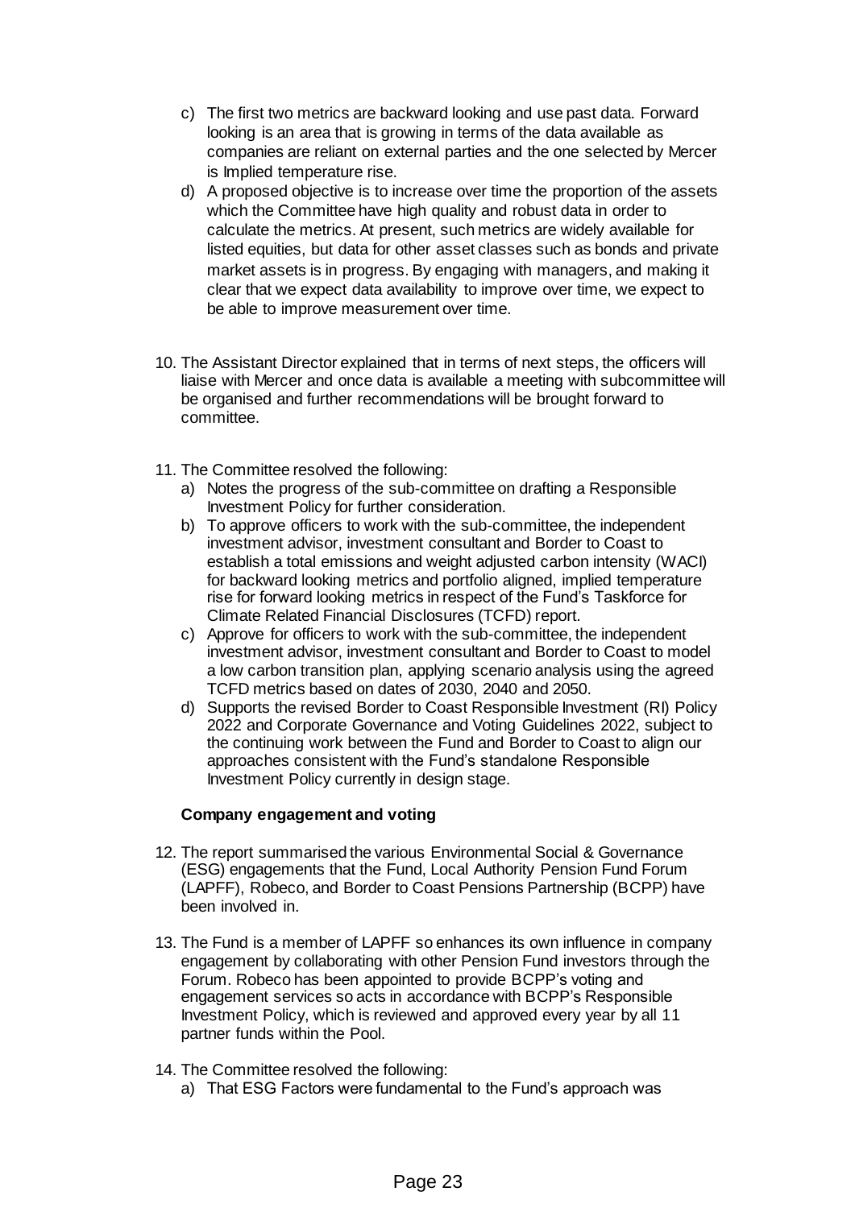c) The first two metrics are backward looking and use past data. Forward looking is an area that is growing in terms of the data available as companies are reliant on external parties and the one selected by Mercer is Implied temperature rise.

d) A proposed objective is to increase over time the proportion of the assets which the Committee have high quality and robust data in order to calculate the metrics. At present, such metrics are widely available for listed equities, but data for other asset classes such as bonds and private market assets is in progress. By engaging with managers, and making it clear that we expect data availability to improve over time, we expect to be able to improve measurement over time.

10. The Assistant Director explained that in terms of next steps, the officers will liaise with Mercer and once data is available a meeting with subcommittee will be organised and further recommendations will be brought forward to committee.

11. The Committee resolved the following:

    a) Notes the progress of the sub-committee on drafting a Responsible Investment Policy for further consideration.

    b) To approve officers to work with the sub-committee, the independent investment advisor, investment consultant and Border to Coast to establish a total emissions and weight adjusted carbon intensity (WACI) for backward looking metrics and portfolio aligned, implied temperature rise for forward looking metrics in respect of the Fund's Taskforce for Climate Related Financial Disclosures (TCFD) report.

    c) Approve for officers to work with the sub-committee, the independent investment advisor, investment consultant and Border to Coast to model a low carbon transition plan, applying scenario analysis using the agreed TCFD metrics based on dates of 2030, 2040 and 2050.

    d) Supports the revised Border to Coast Responsible Investment (RI) Policy 2022 and Corporate Governance and Voting Guidelines 2022, subject to the continuing work between the Fund and Border to Coast to align our approaches consistent with the Fund's standalone Responsible Investment Policy currently in design stage.

**Company engagement and voting**

12. The report summarised the various Environmental Social & Governance (ESG) engagements that the Fund, Local Authority Pension Fund Forum (LAPFF), Robeco, and Border to Coast Pensions Partnership (BCPP) have been involved in.

13. The Fund is a member of LAPFF so enhances its own influence in company engagement by collaborating with other Pension Fund investors through the Forum. Robeco has been appointed to provide BCPP's voting and engagement services so acts in accordance with BCPP's Responsible Investment Policy, which is reviewed and approved every year by all 11 partner funds within the Pool.

14. The Committee resolved the following:

    a) That ESG Factors were fundamental to the Fund's approach was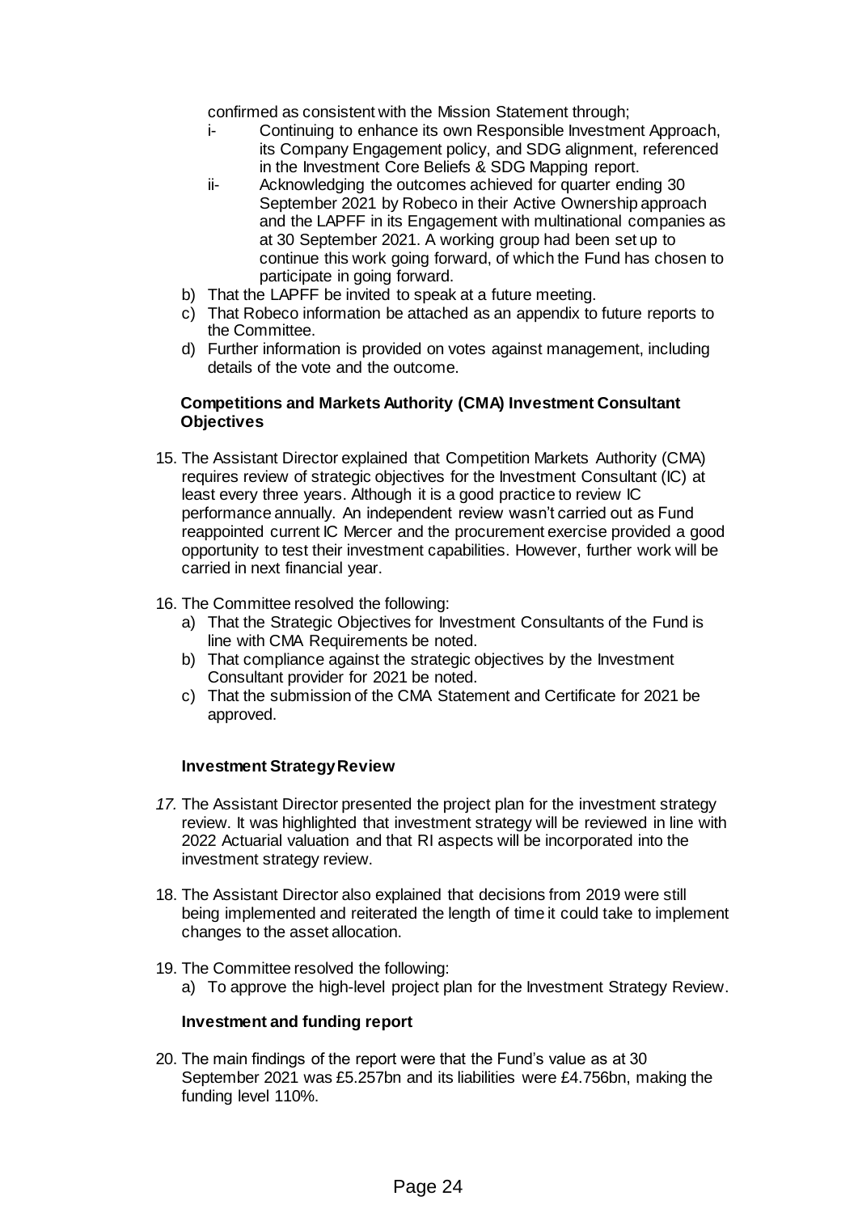confirmed as consistent with the Mission Statement through;

- i- Continuing to enhance its own Responsible Investment Approach, its Company Engagement policy, and SDG alignment, referenced in the Investment Core Beliefs & SDG Mapping report.
- ii- Acknowledging the outcomes achieved for quarter ending 30 September 2021 by Robeco in their Active Ownership approach and the LAPFF in its Engagement with multinational companies as at 30 September 2021. A working group had been set up to continue this work going forward, of which the Fund has chosen to participate in going forward.

b) That the LAPFF be invited to speak at a future meeting.

c) That Robeco information be attached as an appendix to future reports to the Committee.

d) Further information is provided on votes against management, including details of the vote and the outcome.

**Competitions and Markets Authority (CMA) Investment Consultant Objectives**

15. The Assistant Director explained that Competition Markets Authority (CMA) requires review of strategic objectives for the Investment Consultant (IC) at least every three years. Although it is a good practice to review IC performance annually. An independent review wasn't carried out as Fund reappointed current IC Mercer and the procurement exercise provided a good opportunity to test their investment capabilities. However, further work will be carried in next financial year.

16. The Committee resolved the following:
    a) That the Strategic Objectives for Investment Consultants of the Fund is line with CMA Requirements be noted.
    b) That compliance against the strategic objectives by the Investment Consultant provider for 2021 be noted.
    c) That the submission of the CMA Statement and Certificate for 2021 be approved.

**Investment Strategy Review**

*17.* The Assistant Director presented the project plan for the investment strategy review. It was highlighted that investment strategy will be reviewed in line with 2022 Actuarial valuation and that RI aspects will be incorporated into the investment strategy review.

18. The Assistant Director also explained that decisions from 2019 were still being implemented and reiterated the length of time it could take to implement changes to the asset allocation.

19. The Committee resolved the following:
    a) To approve the high-level project plan for the Investment Strategy Review.

**Investment and funding report**

20. The main findings of the report were that the Fund's value as at 30 September 2021 was £5.257bn and its liabilities were £4.756bn, making the funding level 110%.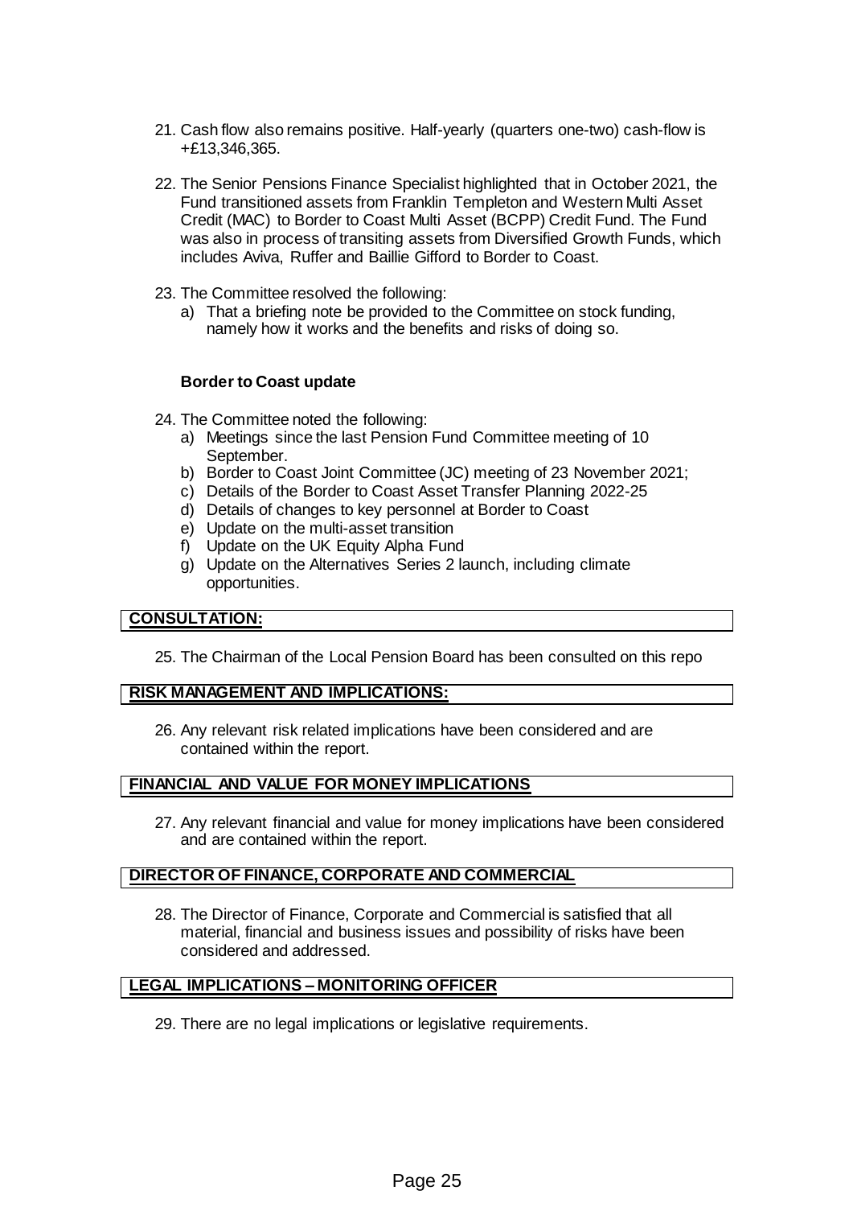21. Cash flow also remains positive. Half-yearly (quarters one-two) cash-flow is +£13,346,365.

22. The Senior Pensions Finance Specialist highlighted that in October 2021, the Fund transitioned assets from Franklin Templeton and Western Multi Asset Credit (MAC) to Border to Coast Multi Asset (BCPP) Credit Fund. The Fund was also in process of transiting assets from Diversified Growth Funds, which includes Aviva, Ruffer and Baillie Gifford to Border to Coast.

23. The Committee resolved the following:
    a) That a briefing note be provided to the Committee on stock funding, namely how it works and the benefits and risks of doing so.

**Border to Coast update**

24. The Committee noted the following:
    a) Meetings since the last Pension Fund Committee meeting of 10 September.
    b) Border to Coast Joint Committee (JC) meeting of 23 November 2021;
    c) Details of the Border to Coast Asset Transfer Planning 2022-25
    d) Details of changes to key personnel at Border to Coast
    e) Update on the multi-asset transition
    f) Update on the UK Equity Alpha Fund
    g) Update on the Alternatives Series 2 launch, including climate opportunities.

## CONSULTATION:

25. The Chairman of the Local Pension Board has been consulted on this repo

## RISK MANAGEMENT AND IMPLICATIONS:

26. Any relevant risk related implications have been considered and are contained within the report.

## FINANCIAL AND VALUE FOR MONEY IMPLICATIONS

27. Any relevant financial and value for money implications have been considered and are contained within the report.

## DIRECTOR OF FINANCE, CORPORATE AND COMMERCIAL

28. The Director of Finance, Corporate and Commercial is satisfied that all material, financial and business issues and possibility of risks have been considered and addressed.

## LEGAL IMPLICATIONS – MONITORING OFFICER

29. There are no legal implications or legislative requirements.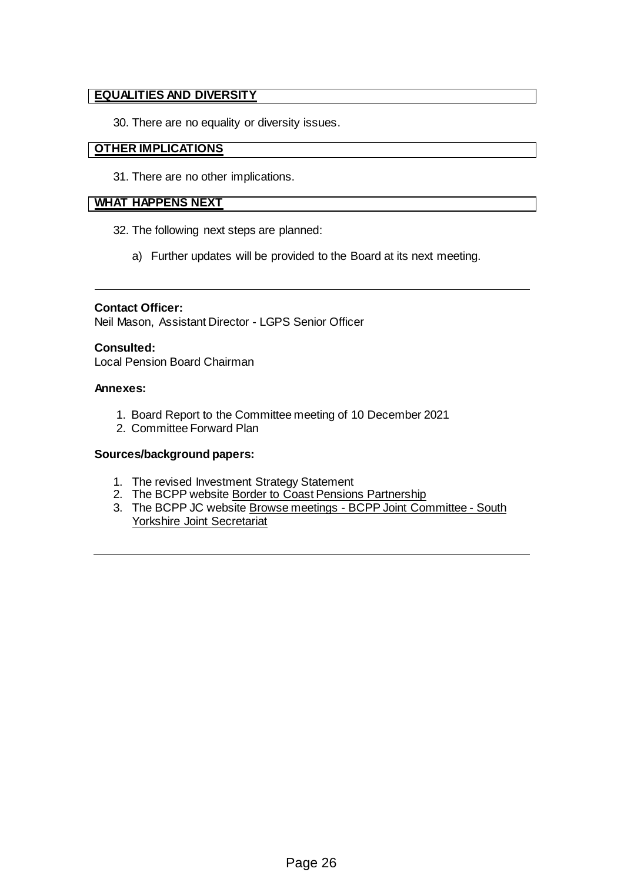## EQUALITIES AND DIVERSITY

30. There are no equality or diversity issues.

## OTHER IMPLICATIONS

31. There are no other implications.

## WHAT HAPPENS NEXT

32. The following next steps are planned:

   a) Further updates will be provided to the Board at its next meeting.

---

**Contact Officer:**
Neil Mason, Assistant Director - LGPS Senior Officer

**Consulted:**
Local Pension Board Chairman

**Annexes:**

1. Board Report to the Committee meeting of 10 December 2021
2. Committee Forward Plan

**Sources/background papers:**

1. The revised Investment Strategy Statement
2. The BCPP website Border to Coast Pensions Partnership
3. The BCPP JC website Browse meetings - BCPP Joint Committee - South Yorkshire Joint Secretariat

---